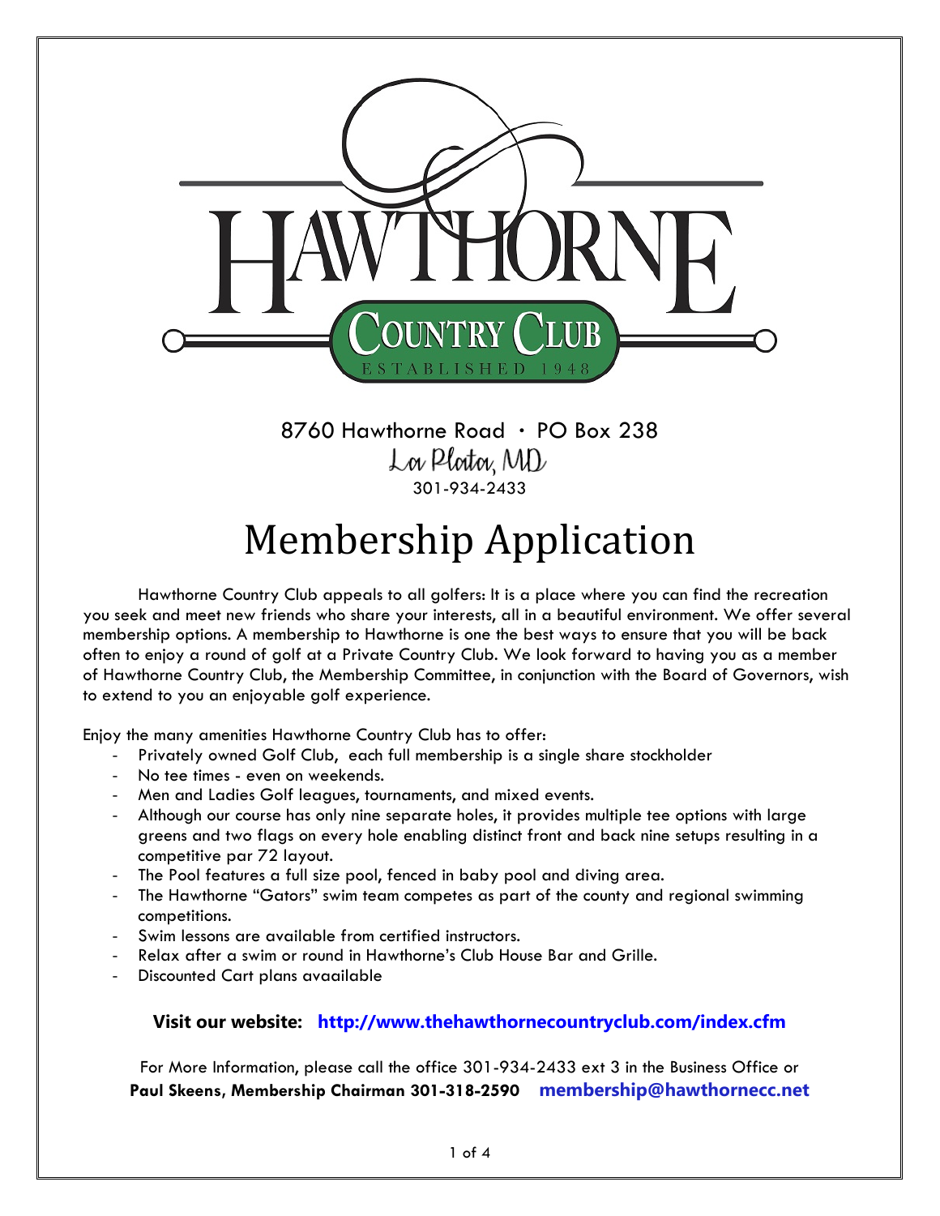# HAWTHORNE

## COUNTRY CLUB

ESTABLISHED 1948

8760 Hawthorne Road · PO Box 238

La Plata, MD

301-934-2433

# Membership Application

Hawthorne Country Club appeals to all golfers: It is a place where you can find the recreation you seek and meet new friends who share your interests, all in a beautiful environment. We offer several membership options. A membership to Hawthorne is one the best ways to ensure that you will be back often to enjoy a round of golf at a Private Country Club. We look forward to having you as a member of Hawthorne Country Club, the Membership Committee, in conjunction with the Board of Governors, wish to extend to you an enjoyable golf experience.

Enjoy the many amenities Hawthorne Country Club has to offer:

- Privately owned Golf Club, each full membership is a single share stockholder
- No tee times - even on weekends.
- Men and Ladies Golf leagues, tournaments, and mixed events.
- Although our course has only nine separate holes, it provides multiple tee options with large greens and two flags on every hole enabling distinct front and back nine setups resulting in a competitive par 72 layout.
- The Pool features a full size pool, fenced in baby pool and diving area.
- The Hawthorne "Gators" swim team competes as part of the county and regional swimming competitions.
- Swim lessons are available from certified instructors.
- Relax after a swim or round in Hawthorne's Club House Bar and Grille.
- Discounted Cart plans avaailable

**Visit our website: http://www.thehawthornecountryclub.com/index.cfm**

For More Information, please call the office 301-934-2433 ext 3 in the Business Office or **Paul Skeens, Membership Chairman 301-318-2590 membership@hawthornecc.net**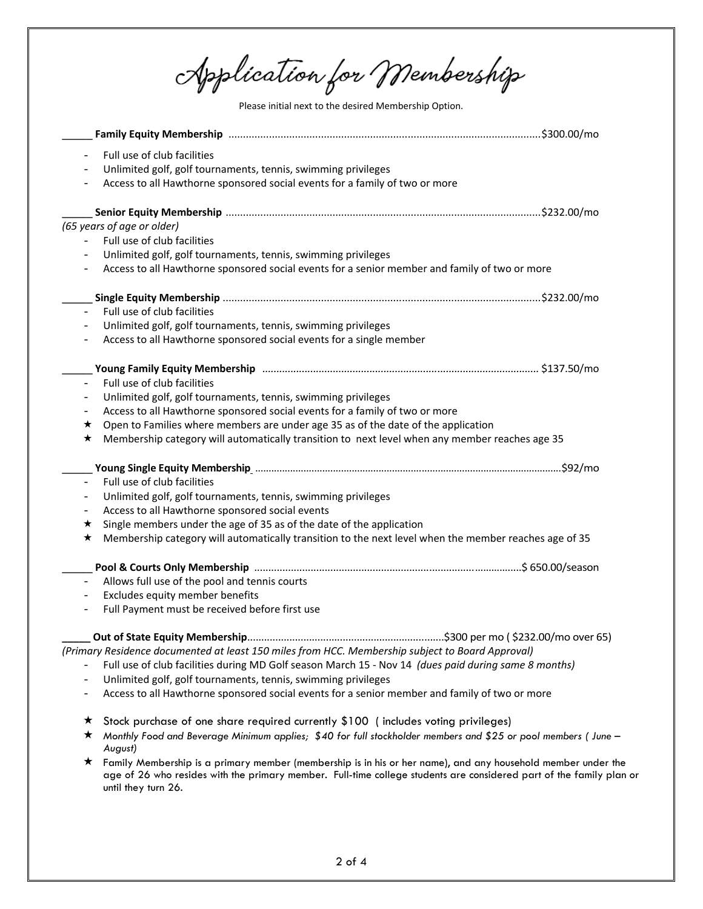# Application for Membership

Please initial next to the desired Membership Option.

_____ **Family Equity Membership** .......................................................................................................... $300.00/mo

- Full use of club facilities
- Unlimited golf, golf tournaments, tennis, swimming privileges
- Access to all Hawthorne sponsored social events for a family of two or more

_____ **Senior Equity Membership** .......................................................................................................... $232.00/mo
*(65 years of age or older)*

- Full use of club facilities
- Unlimited golf, golf tournaments, tennis, swimming privileges
- Access to all Hawthorne sponsored social events for a senior member and family of two or more

_____ **Single Equity Membership** .......................................................................................................... $232.00/mo

- Full use of club facilities
- Unlimited golf, golf tournaments, tennis, swimming privileges
- Access to all Hawthorne sponsored social events for a single member

_____ **Young Family Equity Membership** ............................................................................................. $137.50/mo

- Full use of club facilities
- Unlimited golf, golf tournaments, tennis, swimming privileges
- Access to all Hawthorne sponsored social events for a family of two or more
- ★ Open to Families where members are under age 35 as of the date of the application
- ★ Membership category will automatically transition to next level when any member reaches age 35

_____ **Young Single Equity Membership** ........................................................................................................ $92/mo

- Full use of club facilities
- Unlimited golf, golf tournaments, tennis, swimming privileges
- Access to all Hawthorne sponsored social events
- ★ Single members under the age of 35 as of the date of the application
- ★ Membership category will automatically transition to the next level when the member reaches age of 35

_____ **Pool & Courts Only Membership** ............................................................................................ $ 650.00/season

- Allows full use of the pool and tennis courts
- Excludes equity member benefits
- Full Payment must be received before first use

_____ **Out of State Equity Membership** ..................................................................... $300 per mo ( $232.00/mo over 65)
*(Primary Residence documented at least 150 miles from HCC. Membership subject to Board Approval)*

- Full use of club facilities during MD Golf season March 15 - Nov 14 *(dues paid during same 8 months)*
- Unlimited golf, golf tournaments, tennis, swimming privileges
- Access to all Hawthorne sponsored social events for a senior member and family of two or more

- ★ Stock purchase of one share required currently $100 ( includes voting privileges)
- ★ *Monthly Food and Beverage Minimum applies; $40 for full stockholder members and $25 or pool members ( June – August)*
- ★ Family Membership is a primary member (membership is in his or her name), and any household member under the age of 26 who resides with the primary member. Full-time college students are considered part of the family plan or until they turn 26.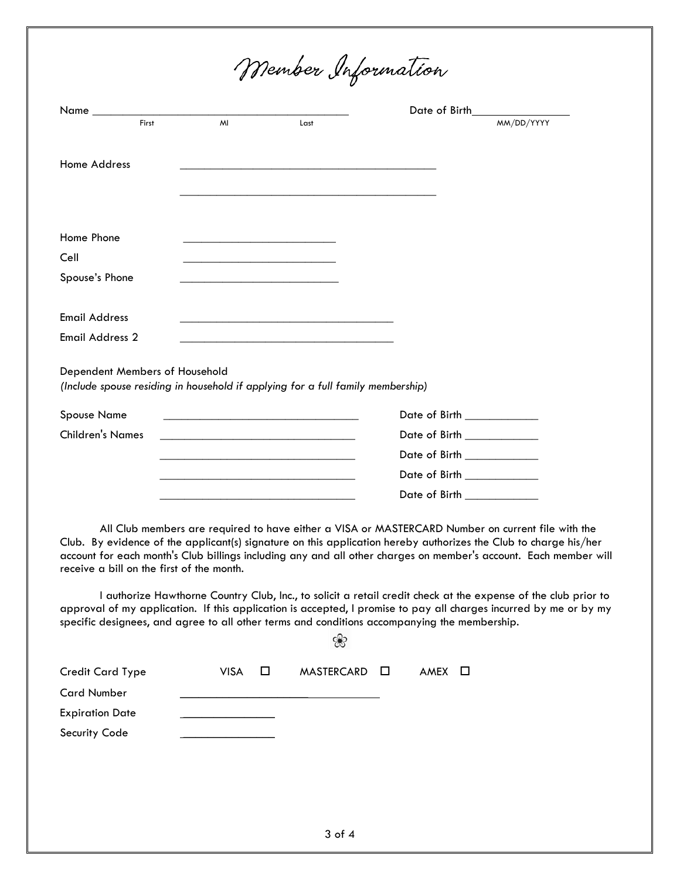# Member Information

Name ___________________________________________ Date of Birth________________
First MI Last MM/DD/YYYY

Home Address ___________________________________________

___________________________________________

Home Phone ___________________________

Cell ___________________________

Spouse's Phone ___________________________

Email Address ___________________________________

Email Address 2 ___________________________________

Dependent Members of Household
*(Include spouse residing in household if applying for a full family membership)*

Spouse Name ________________________________ Date of Birth _____________

Children's Names ________________________________ Date of Birth _____________

________________________________ Date of Birth _____________

________________________________ Date of Birth _____________

________________________________ Date of Birth _____________

All Club members are required to have either a VISA or MASTERCARD Number on current file with the Club. By evidence of the applicant(s) signature on this application hereby authorizes the Club to charge his/her account for each month's Club billings including any and all other charges on member's account. Each member will receive a bill on the first of the month.

I authorize Hawthorne Country Club, Inc., to solicit a retail credit check at the expense of the club prior to approval of my application. If this application is accepted, I promise to pay all charges incurred by me or by my specific designees, and agree to all other terms and conditions accompanying the membership.

❀

Credit Card Type VISA ☐ MASTERCARD ☐ AMEX ☐

Card Number ___________________________________

Expiration Date _______________

Security Code _______________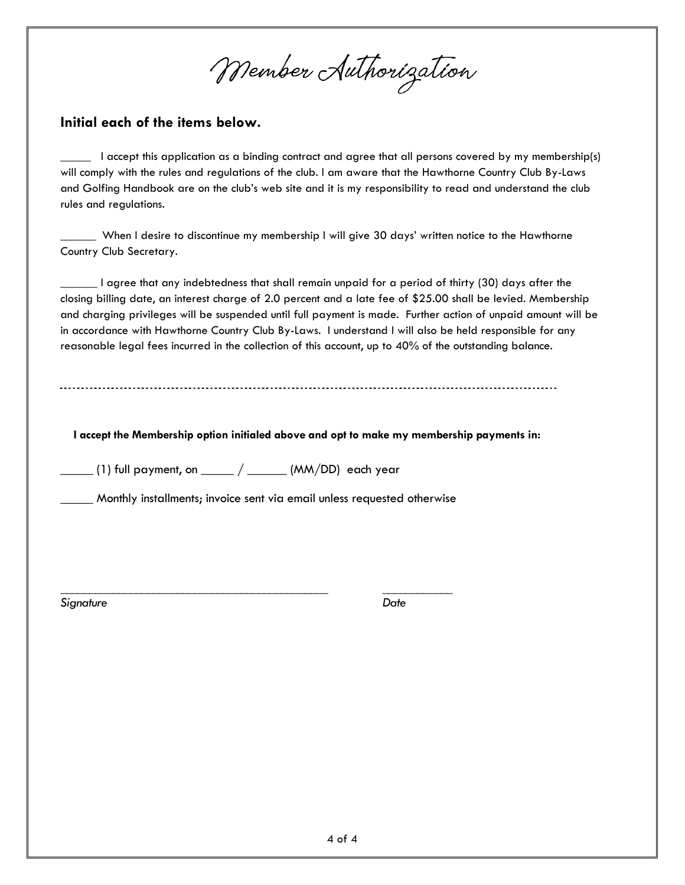# Member Authorization

### Initial each of the items below.

_____ I accept this application as a binding contract and agree that all persons covered by my membership(s) will comply with the rules and regulations of the club. I am aware that the Hawthorne Country Club By-Laws and Golfing Handbook are on the club's web site and it is my responsibility to read and understand the club rules and regulations.

______ When I desire to discontinue my membership I will give 30 days' written notice to the Hawthorne Country Club Secretary.

______ I agree that any indebtedness that shall remain unpaid for a period of thirty (30) days after the closing billing date, an interest charge of 2.0 percent and a late fee of $25.00 shall be levied. Membership and charging privileges will be suspended until full payment is made. Further action of unpaid amount will be in accordance with Hawthorne Country Club By-Laws. I understand I will also be held responsible for any reasonable legal fees incurred in the collection of this account, up to 40% of the outstanding balance.

---

**I accept the Membership option initialed above and opt to make my membership payments in:**

_____ (1) full payment, on _____ / ______ (MM/DD) each year

_____ Monthly installments; invoice sent via email unless requested otherwise

_____________________________________________ ___________

*Signature* *Date*